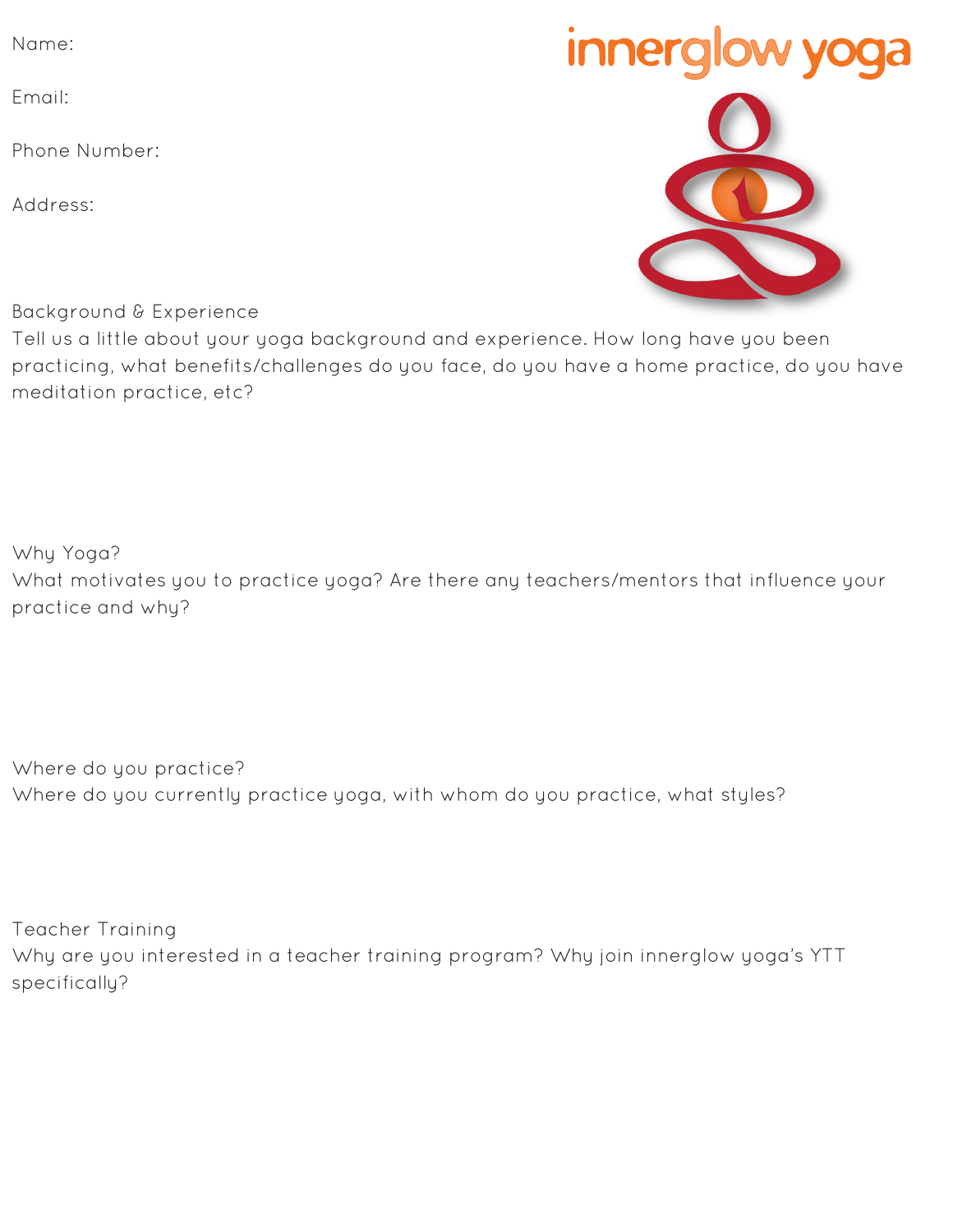# innerglow yoga

Name:

Email:

Phone Number:

Address:

## Background & Experience

Tell us a little about your yoga background and experience. How long have you been practicing, what benefits/challenges do you face, do you have a home practice, do you have meditation practice, etc?

## Why Yoga?

What motivates you to practice yoga? Are there any teachers/mentors that influence your practice and why?

## Where do you practice?

Where do you currently practice yoga, with whom do you practice, what styles?

## Teacher Training

Why are you interested in a teacher training program? Why join innerglow yoga's YTT specifically?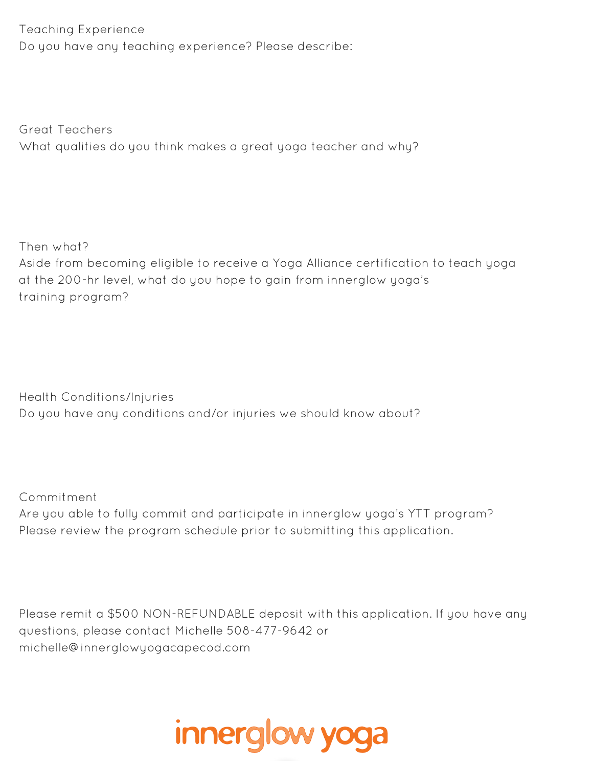## Teaching Experience

Do you have any teaching experience? Please describe:

## Great Teachers

What qualities do you think makes a great yoga teacher and why?

## Then what?

Aside from becoming eligible to receive a Yoga Alliance certification to teach yoga at the 200-hr level, what do you hope to gain from innerglow yoga's training program?

## Health Conditions/Injuries

Do you have any conditions and/or injuries we should know about?

## Commitment

Are you able to fully commit and participate in innerglow yoga's YTT program? Please review the program schedule prior to submitting this application.

Please remit a $500 NON-REFUNDABLE deposit with this application. If you have any questions, please contact Michelle 508-477-9642 or michelle@innerglowyogacapecod.com

innerglow yoga